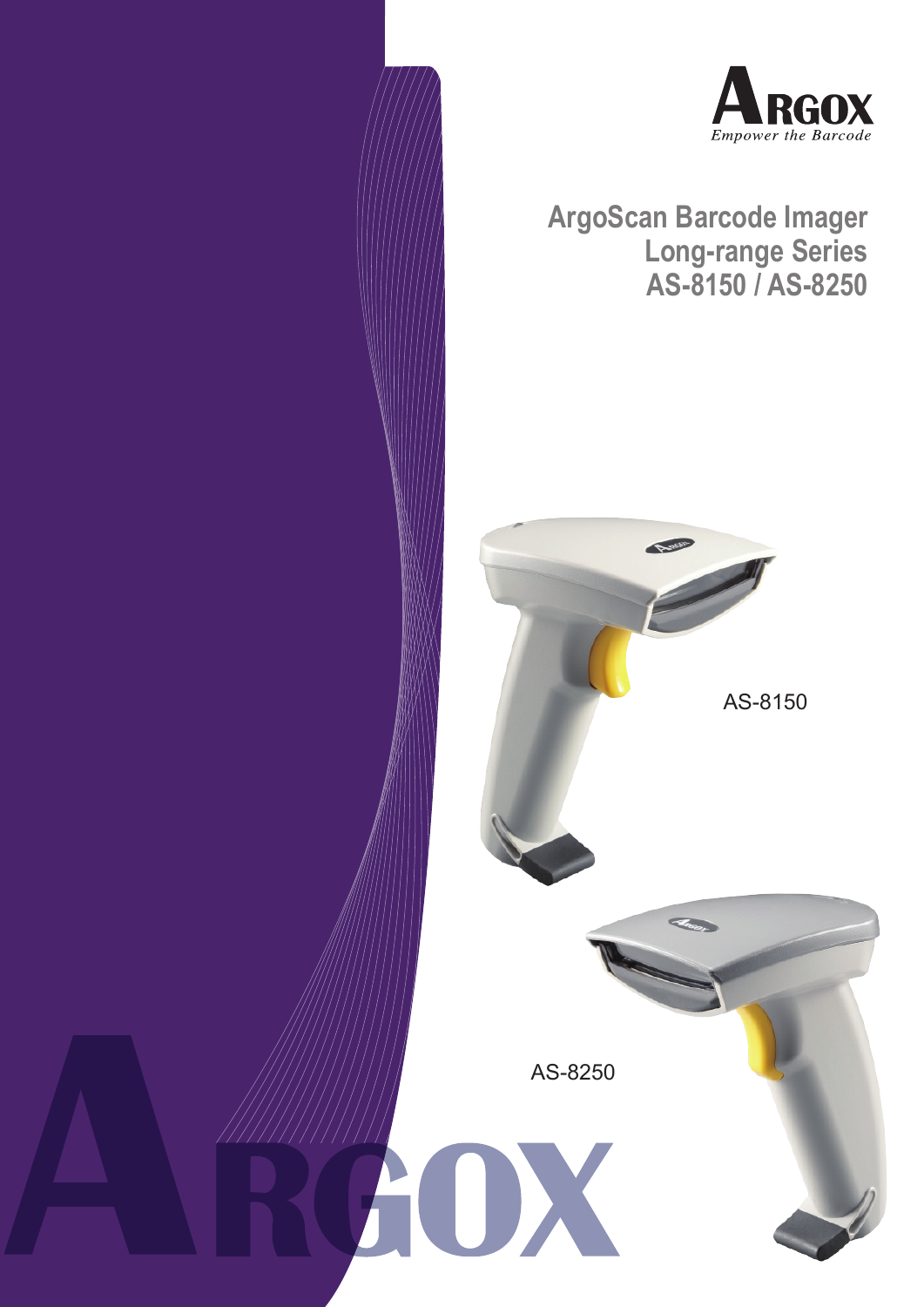ARGOX
*Empower the Barcode*

# ArgoScan Barcode Imager Long-range Series AS-8150 / AS-8250

AS-8150

AS-8250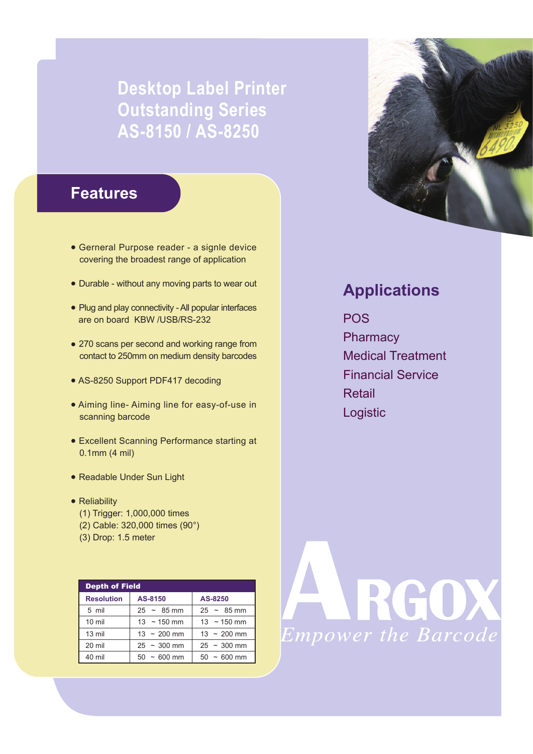# Desktop Label Printer Outstanding Series AS-8150 / AS-8250

## Features

- Gerneral Purpose reader - a signle device covering the broadest range of application
- Durable - without any moving parts to wear out
- Plug and play connectivity - All popular interfaces are on board KBW /USB/RS-232
- 270 scans per second and working range from contact to 250mm on medium density barcodes
- AS-8250 Support PDF417 decoding
- Aiming line- Aiming line for easy-of-use in scanning barcode
- Excellent Scanning Performance starting at 0.1mm (4 mil)
- Readable Under Sun Light
- Reliability
  (1) Trigger: 1,000,000 times
  (2) Cable: 320,000 times (90°)
  (3) Drop: 1.5 meter

| Depth of Field | | |
|---|---|---|
| **Resolution** | **AS-8150** | **AS-8250** |
| 5 mil | 25 ~ 85 mm | 25 ~ 85 mm |
| 10 mil | 13 ~ 150 mm | 13 ~ 150 mm |
| 13 mil | 13 ~ 200 mm | 13 ~ 200 mm |
| 20 mil | 25 ~ 300 mm | 25 ~ 300 mm |
| 40 mil | 50 ~ 600 mm | 50 ~ 600 mm |

## Applications

POS
Pharmacy
Medical Treatment
Financial Service
Retail
Logistic

ARGOX
*Empower the Barcode*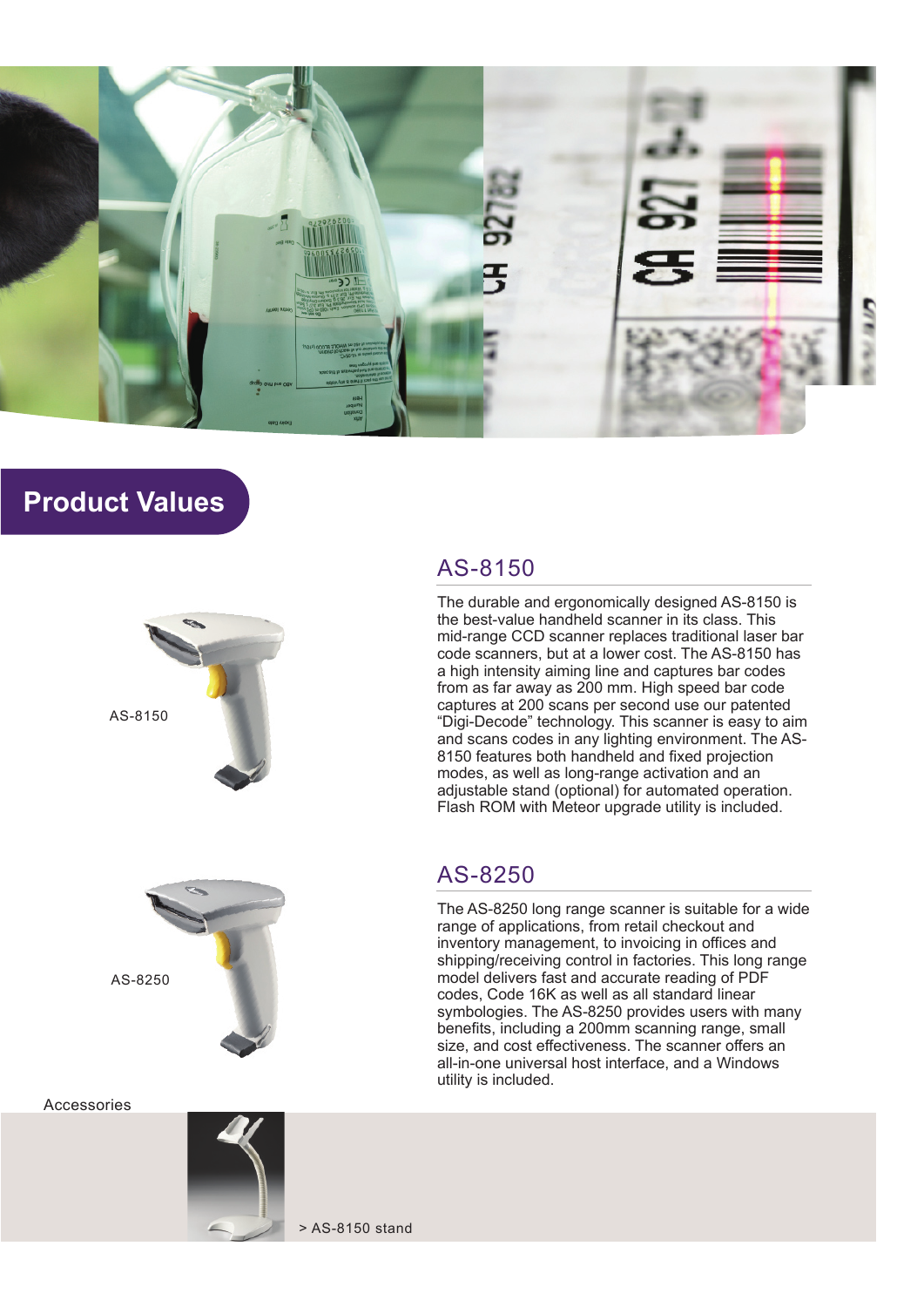## Product Values

AS-8150

AS-8250

### AS-8150

The durable and ergonomically designed AS-8150 is the best-value handheld scanner in its class. This mid-range CCD scanner replaces traditional laser bar code scanners, but at a lower cost. The AS-8150 has a high intensity aiming line and captures bar codes from as far away as 200 mm. High speed bar code captures at 200 scans per second use our patented "Digi-Decode" technology. This scanner is easy to aim and scans codes in any lighting environment. The AS-8150 features both handheld and fixed projection modes, as well as long-range activation and an adjustable stand (optional) for automated operation. Flash ROM with Meteor upgrade utility is included.

### AS-8250

The AS-8250 long range scanner is suitable for a wide range of applications, from retail checkout and inventory management, to invoicing in offices and shipping/receiving control in factories. This long range model delivers fast and accurate reading of PDF codes, Code 16K as well as all standard linear symbologies. The AS-8250 provides users with many benefits, including a 200mm scanning range, small size, and cost effectiveness. The scanner offers an all-in-one universal host interface, and a Windows utility is included.

Accessories

> AS-8150 stand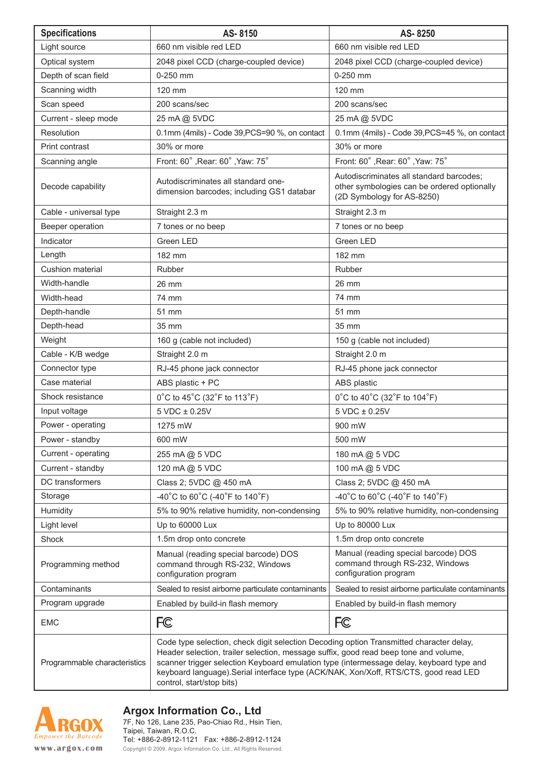| Specifications | AS- 8150 | AS- 8250 |
|---|---|---|
| Light source | 660 nm visible red LED | 660 nm visible red LED |
| Optical system | 2048 pixel CCD (charge-coupled device) | 2048 pixel CCD (charge-coupled device) |
| Depth of scan field | 0-250 mm | 0-250 mm |
| Scanning width | 120 mm | 120 mm |
| Scan speed | 200 scans/sec | 200 scans/sec |
| Current - sleep mode | 25 mA @ 5VDC | 25 mA @ 5VDC |
| Resolution | 0.1mm (4mils) - Code 39,PCS=90 %, on contact | 0.1mm (4mils) - Code 39,PCS=45 %, on contact |
| Print contrast | 30% or more | 30% or more |
| Scanning angle | Front: 60˚ ,Rear: 60˚ ,Yaw: 75˚ | Front: 60˚ ,Rear: 60˚ ,Yaw: 75˚ |
| Decode capability | Autodiscriminates all standard one-dimension barcodes; including GS1 databar | Autodiscriminates all standard barcodes; other symbologies can be ordered optionally (2D Symbology for AS-8250) |
| Cable - universal type | Straight 2.3 m | Straight 2.3 m |
| Beeper operation | 7 tones or no beep | 7 tones or no beep |
| Indicator | Green LED | Green LED |
| Length | 182 mm | 182 mm |
| Cushion material | Rubber | Rubber |
| Width-handle | 26 mm | 26 mm |
| Width-head | 74 mm | 74 mm |
| Depth-handle | 51 mm | 51 mm |
| Depth-head | 35 mm | 35 mm |
| Weight | 160 g (cable not included) | 150 g (cable not included) |
| Cable - K/B wedge | Straight 2.0 m | Straight 2.0 m |
| Connector type | RJ-45 phone jack connector | RJ-45 phone jack connector |
| Case material | ABS plastic + PC | ABS plastic |
| Shock resistance | 0˚C to 45˚C (32˚F to 113˚F) | 0˚C to 40˚C (32˚F to 104˚F) |
| Input voltage | 5 VDC ± 0.25V | 5 VDC ± 0.25V |
| Power - operating | 1275 mW | 900 mW |
| Power - standby | 600 mW | 500 mW |
| Current - operating | 255 mA @ 5 VDC | 180 mA @ 5 VDC |
| Current - standby | 120 mA @ 5 VDC | 100 mA @ 5 VDC |
| DC transformers | Class 2; 5VDC @ 450 mA | Class 2; 5VDC @ 450 mA |
| Storage | -40˚C to 60˚C (-40˚F to 140˚F) | -40˚C to 60˚C (-40˚F to 140˚F) |
| Humidity | 5% to 90% relative humidity, non-condensing | 5% to 90% relative humidity, non-condensing |
| Light level | Up to 60000 Lux | Up to 80000 Lux |
| Shock | 1.5m drop onto concrete | 1.5m drop onto concrete |
| Programming method | Manual (reading special barcode) DOS command through RS-232, Windows configuration program | Manual (reading special barcode) DOS command through RS-232, Windows configuration program |
| Contaminants | Sealed to resist airborne particulate contaminants | Sealed to resist airborne particulate contaminants |
| Program upgrade | Enabled by build-in flash memory | Enabled by build-in flash memory |
| EMC | FC | FC |
| Programmable characteristics | Code type selection, check digit selection Decoding option Transmitted character delay, Header selection, trailer selection, message suffix, good read beep tone and volume, scanner trigger selection Keyboard emulation type (intermessage delay, keyboard type and keyboard language).Serial interface type (ACK/NAK, Xon/Xoff, RTS/CTS, good read LED control, start/stop bits) | |

ARGOX
Empower the Barcode
www.argox.com

**Argox Information Co., Ltd**
7F, No 126, Lane 235, Pao-Chiao Rd., Hsin Tien,
Taipei, Taiwan, R.O.C.
Tel: +886-2-8912-1121 Fax: +886-2-8912-1124
Copyright © 2009. Argox Information Co. Ltd., All Rights Reserved.